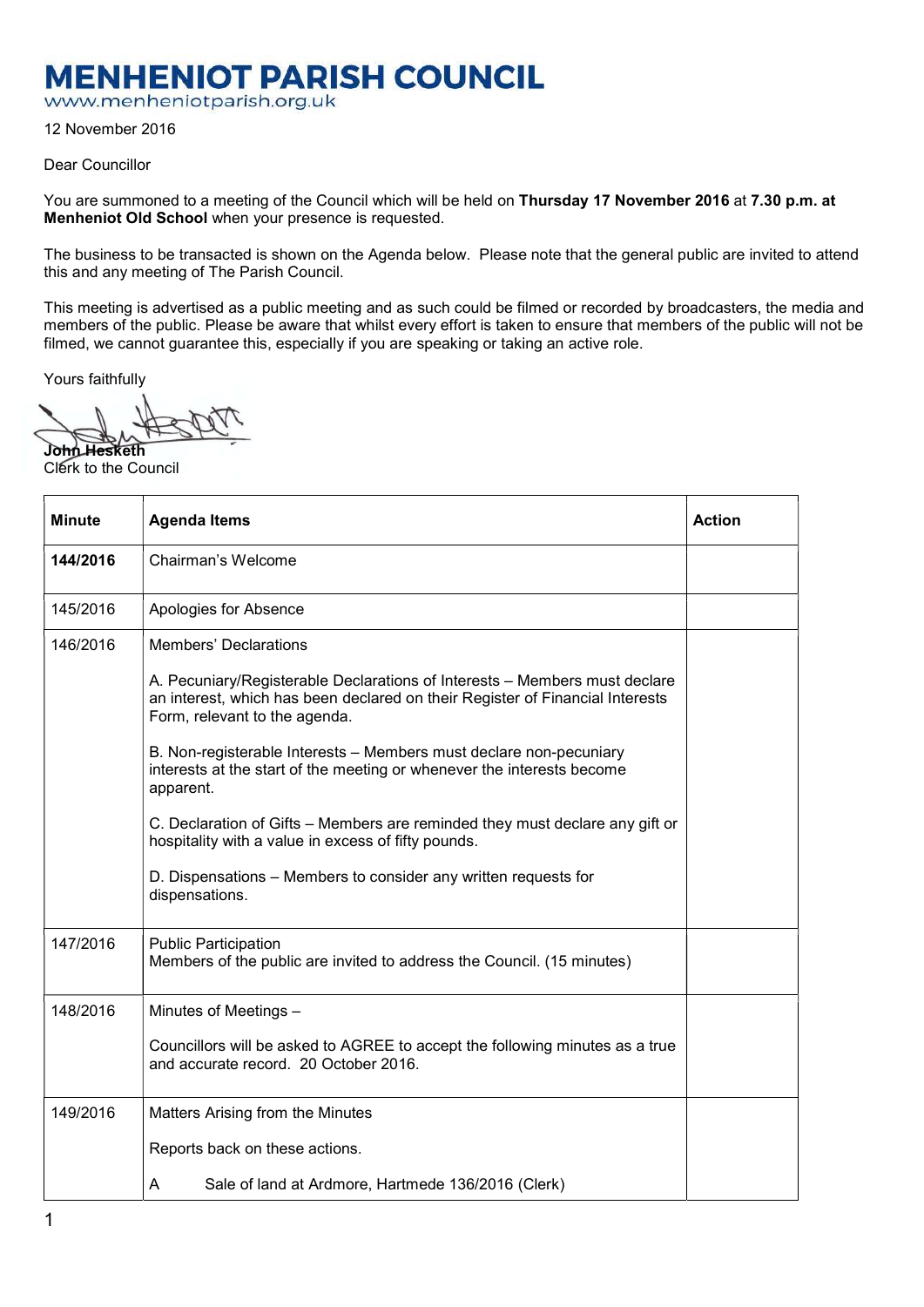# MENHENIOT PARISH COUNCIL

www.menheniotparish.org.uk

12 November 2016

Dear Councillor

You are summoned to a meeting of the Council which will be held on **Thursday 17 November 2016** at **7.30 p.m. at Menheniot Old School** when your presence is requested.

The business to be transacted is shown on the Agenda below. Please note that the general public are invited to attend this and any meeting of The Parish Council.

This meeting is advertised as a public meeting and as such could be filmed or recorded by broadcasters, the media and members of the public. Please be aware that whilst every effort is taken to ensure that members of the public will not be filmed, we cannot guarantee this, especially if you are speaking or taking an active role.

Yours faithfully

**John Hesketh**
Clerk to the Council

| Minute | Agenda Items | Action |
|---|---|---|
| **144/2016** | Chairman's Welcome | |
| 145/2016 | Apologies for Absence | |
| 146/2016 | Members' Declarations<br><br>A. Pecuniary/Registerable Declarations of Interests – Members must declare an interest, which has been declared on their Register of Financial Interests Form, relevant to the agenda.<br><br>B. Non-registerable Interests – Members must declare non-pecuniary interests at the start of the meeting or whenever the interests become apparent.<br><br>C. Declaration of Gifts – Members are reminded they must declare any gift or hospitality with a value in excess of fifty pounds.<br><br>D. Dispensations – Members to consider any written requests for dispensations. | |
| 147/2016 | Public Participation<br>Members of the public are invited to address the Council. (15 minutes) | |
| 148/2016 | Minutes of Meetings –<br><br>Councillors will be asked to AGREE to accept the following minutes as a true and accurate record. 20 October 2016. | |
| 149/2016 | Matters Arising from the Minutes<br><br>Reports back on these actions.<br><br>A Sale of land at Ardmore, Hartmede 136/2016 (Clerk) | |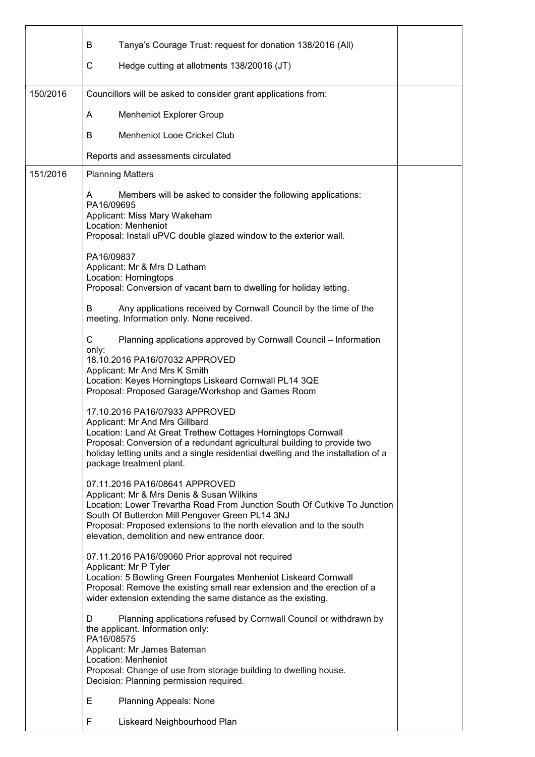| | | |
|---|---|---|
| | B Tanya's Courage Trust: request for donation 138/2016 (All)<br><br>C Hedge cutting at allotments 138/20016 (JT) | |
| 150/2016 | Councillors will be asked to consider grant applications from:<br><br>A Menheniot Explorer Group<br><br>B Menheniot Looe Cricket Club<br><br>Reports and assessments circulated | |
| 151/2016 | Planning Matters<br><br>A Members will be asked to consider the following applications:<br>PA16/09695<br>Applicant: Miss Mary Wakeham<br>Location: Menheniot<br>Proposal: Install uPVC double glazed window to the exterior wall.<br><br>PA16/09837<br>Applicant: Mr & Mrs D Latham<br>Location: Horningtops<br>Proposal: Conversion of vacant barn to dwelling for holiday letting.<br><br>B Any applications received by Cornwall Council by the time of the meeting. Information only. None received.<br><br>C Planning applications approved by Cornwall Council – Information only:<br>18.10.2016 PA16/07032 APPROVED<br>Applicant: Mr And Mrs K Smith<br>Location: Keyes Horningtops Liskeard Cornwall PL14 3QE<br>Proposal: Proposed Garage/Workshop and Games Room<br><br>17.10.2016 PA16/07933 APPROVED<br>Applicant: Mr And Mrs Gillbard<br>Location: Land At Great Trethew Cottages Horningtops Cornwall<br>Proposal: Conversion of a redundant agricultural building to provide two holiday letting units and a single residential dwelling and the installation of a package treatment plant.<br><br>07.11.2016 PA16/08641 APPROVED<br>Applicant: Mr & Mrs Denis & Susan Wilkins<br>Location: Lower Trevartha Road From Junction South Of Cutkive To Junction South Of Butterdon Mill Pengover Green PL14 3NJ<br>Proposal: Proposed extensions to the north elevation and to the south elevation, demolition and new entrance door.<br><br>07.11.2016 PA16/09060 Prior approval not required<br>Applicant: Mr P Tyler<br>Location: 5 Bowling Green Fourgates Menheniot Liskeard Cornwall<br>Proposal: Remove the existing small rear extension and the erection of a wider extension extending the same distance as the existing.<br><br>D Planning applications refused by Cornwall Council or withdrawn by the applicant. Information only:<br>PA16/08575<br>Applicant: Mr James Bateman<br>Location: Menheniot<br>Proposal: Change of use from storage building to dwelling house.<br>Decision: Planning permission required.<br><br>E Planning Appeals: None<br><br>F Liskeard Neighbourhood Plan | |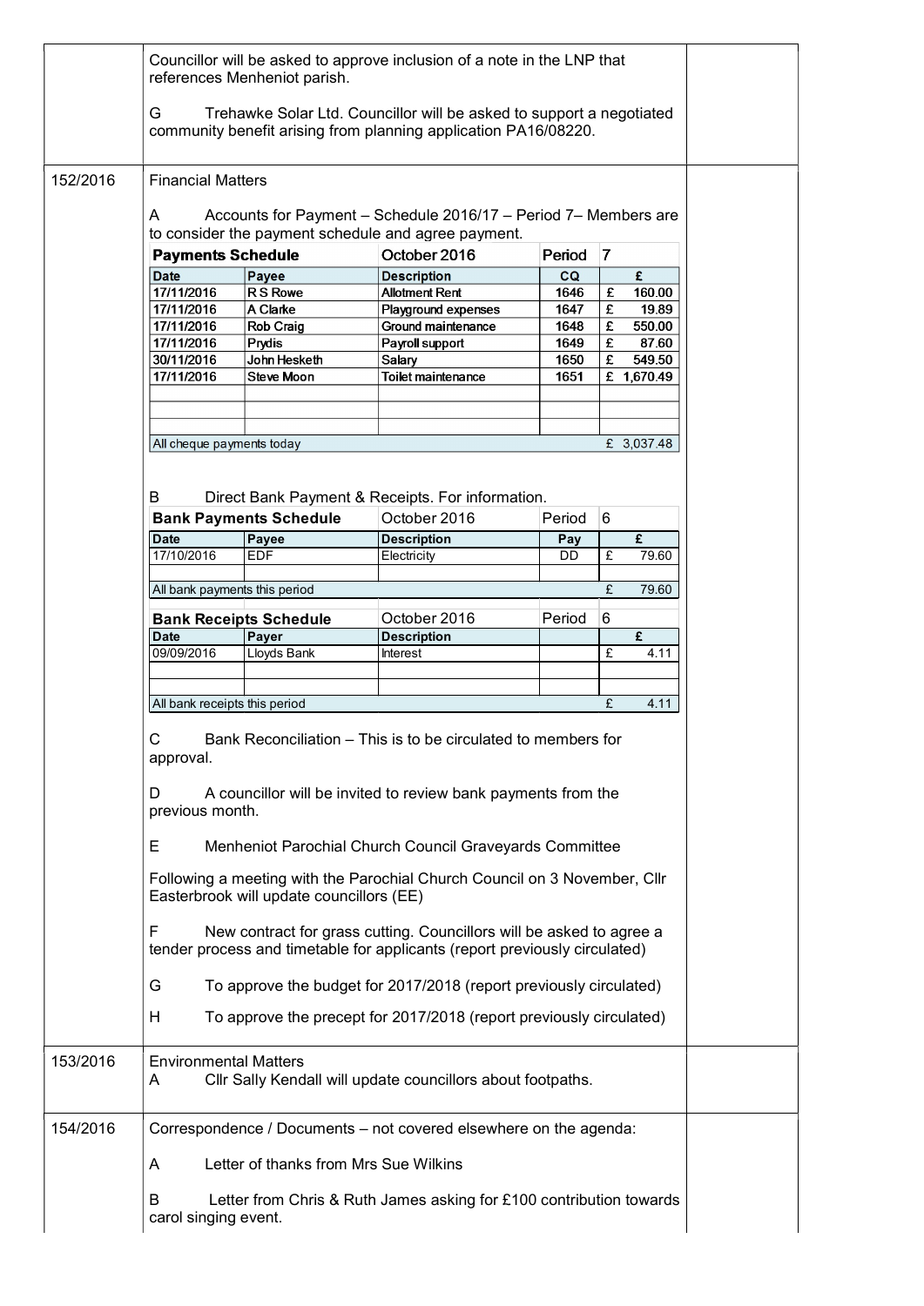| | | |
|---|---|---|
| | Councillor will be asked to approve inclusion of a note in the LNP that references Menheniot parish.<br><br>G Trehawke Solar Ltd. Councillor will be asked to support a negotiated community benefit arising from planning application PA16/08220. | |
| 152/2016 | Financial Matters<br><br>A Accounts for Payment – Schedule 2016/17 – Period 7– Members are to consider the payment schedule and agree payment. | |

**Payments Schedule** — October 2016 — Period 7

| Date | Payee | Description | CQ | £ |
|---|---|---|---|---|
| 17/11/2016 | R S Rowe | Allotment Rent | 1646 | £ 160.00 |
| 17/11/2016 | A Clarke | Playground expenses | 1647 | £ 19.89 |
| 17/11/2016 | Rob Craig | Ground maintenance | 1648 | £ 550.00 |
| 17/11/2016 | Prydis | Payroll support | 1649 | £ 87.60 |
| 30/11/2016 | John Hesketh | Salary | 1650 | £ 549.50 |
| 17/11/2016 | Steve Moon | Toilet maintenance | 1651 | £ 1,670.49 |
| | | | | |
| | | | | |
| | | | | |
| All cheque payments today | | | | £ 3,037.48 |

B Direct Bank Payment & Receipts. For information.

**Bank Payments Schedule** — October 2016 — Period 6

| Date | Payee | Description | Pay | £ |
|---|---|---|---|---|
| 17/10/2016 | EDF | Electricity | DD | £ 79.60 |
| | | | | |
| All bank payments this period | | | | £ 79.60 |

**Bank Receipts Schedule** — October 2016 — Period 6

| Date | Payer | Description | | £ |
|---|---|---|---|---|
| 09/09/2016 | Lloyds Bank | Interest | | £ 4.11 |
| | | | | |
| | | | | |
| All bank receipts this period | | | | £ 4.11 |

C Bank Reconciliation – This is to be circulated to members for approval.

D A councillor will be invited to review bank payments from the previous month.

E Menheniot Parochial Church Council Graveyards Committee

Following a meeting with the Parochial Church Council on 3 November, Cllr Easterbrook will update councillors (EE)

F New contract for grass cutting. Councillors will be asked to agree a tender process and timetable for applicants (report previously circulated)

G To approve the budget for 2017/2018 (report previously circulated)

H To approve the precept for 2017/2018 (report previously circulated)

| | | |
|---|---|---|
| 153/2016 | Environmental Matters<br>A Cllr Sally Kendall will update councillors about footpaths. | |
| 154/2016 | Correspondence / Documents – not covered elsewhere on the agenda:<br><br>A Letter of thanks from Mrs Sue Wilkins<br><br>B Letter from Chris & Ruth James asking for £100 contribution towards carol singing event. | |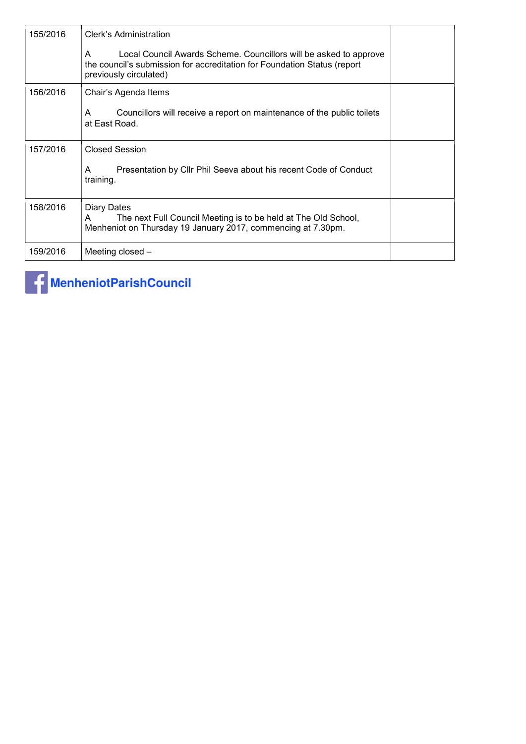| | | |
|---|---|---|
| 155/2016 | Clerk's Administration<br><br>A Local Council Awards Scheme. Councillors will be asked to approve the council's submission for accreditation for Foundation Status (report previously circulated) | |
| 156/2016 | Chair's Agenda Items<br><br>A Councillors will receive a report on maintenance of the public toilets at East Road. | |
| 157/2016 | Closed Session<br><br>A Presentation by Cllr Phil Seeva about his recent Code of Conduct training. | |
| 158/2016 | Diary Dates<br>A The next Full Council Meeting is to be held at The Old School, Menheniot on Thursday 19 January 2017, commencing at 7.30pm. | |
| 159/2016 | Meeting closed – | |

MenheniotParishCouncil